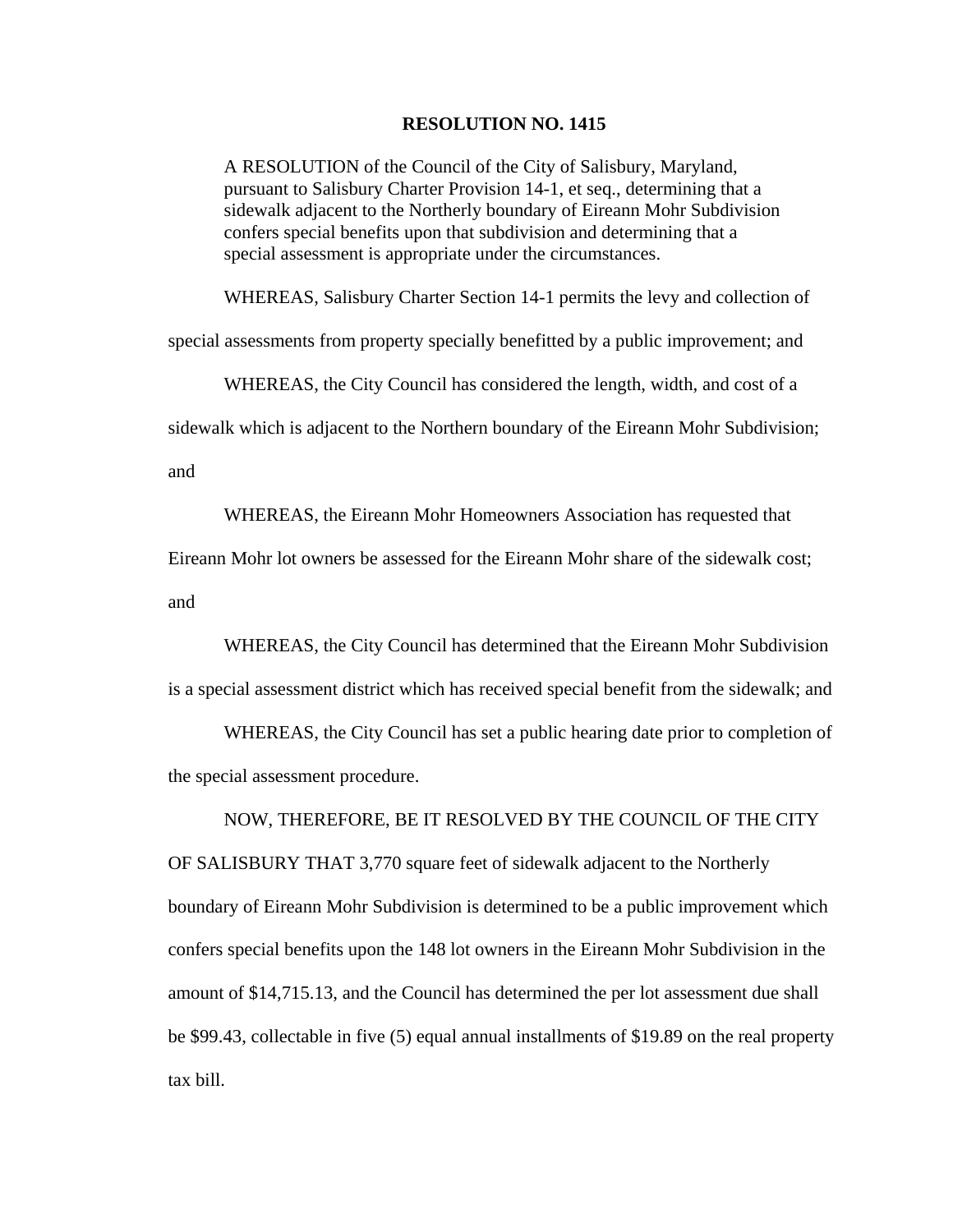# RESOLUTION NO. 1415

A RESOLUTION of the Council of the City of Salisbury, Maryland, pursuant to Salisbury Charter Provision 14-1, et seq., determining that a sidewalk adjacent to the Northerly boundary of Eireann Mohr Subdivision confers special benefits upon that subdivision and determining that a special assessment is appropriate under the circumstances.

WHEREAS, Salisbury Charter Section 14-1 permits the levy and collection of special assessments from property specially benefitted by a public improvement; and

WHEREAS, the City Council has considered the length, width, and cost of a sidewalk which is adjacent to the Northern boundary of the Eireann Mohr Subdivision; and

WHEREAS, the Eireann Mohr Homeowners Association has requested that Eireann Mohr lot owners be assessed for the Eireann Mohr share of the sidewalk cost; and

WHEREAS, the City Council has determined that the Eireann Mohr Subdivision is a special assessment district which has received special benefit from the sidewalk; and

WHEREAS, the City Council has set a public hearing date prior to completion of the special assessment procedure.

NOW, THEREFORE, BE IT RESOLVED BY THE COUNCIL OF THE CITY OF SALISBURY THAT 3,770 square feet of sidewalk adjacent to the Northerly boundary of Eireann Mohr Subdivision is determined to be a public improvement which confers special benefits upon the 148 lot owners in the Eireann Mohr Subdivision in the amount of $14,715.13, and the Council has determined the per lot assessment due shall be $99.43, collectable in five (5) equal annual installments of $19.89 on the real property tax bill.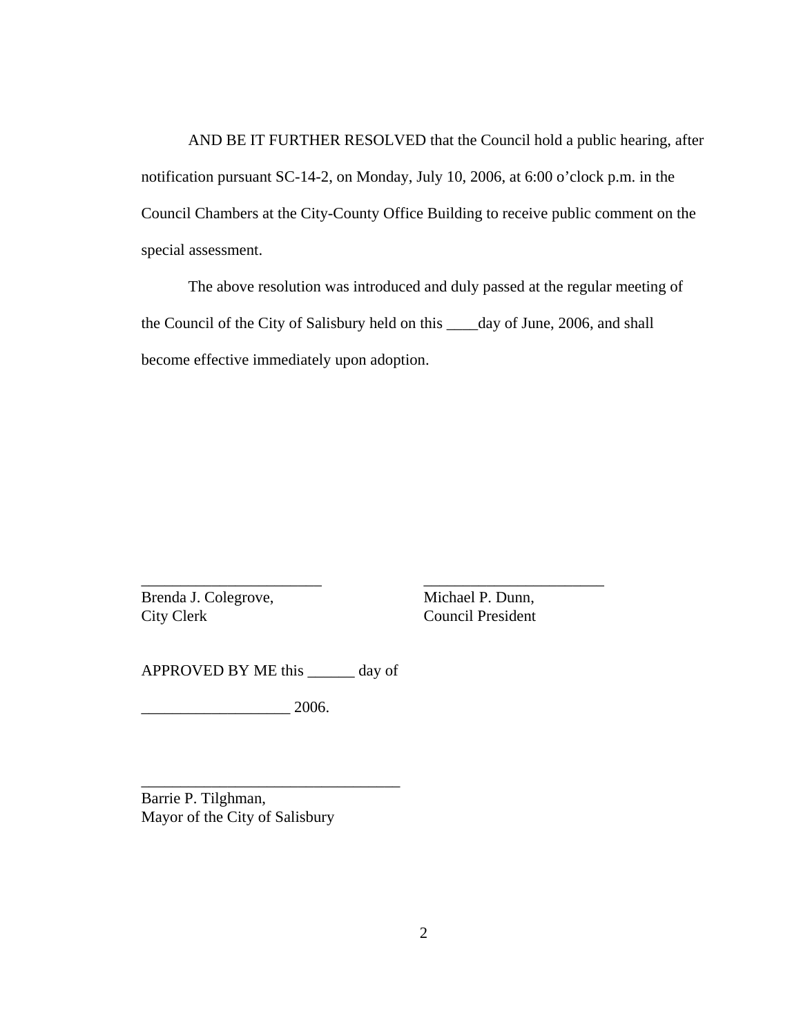AND BE IT FURTHER RESOLVED that the Council hold a public hearing, after notification pursuant SC-14-2, on Monday, July 10, 2006, at 6:00 o'clock p.m. in the Council Chambers at the City-County Office Building to receive public comment on the special assessment.

The above resolution was introduced and duly passed at the regular meeting of the Council of the City of Salisbury held on this ____day of June, 2006, and shall become effective immediately upon adoption.

_______________________
Brenda J. Colegrove,
City Clerk

_______________________
Michael P. Dunn,
Council President

APPROVED BY ME this ______ day of

___________________ 2006.

_________________________________
Barrie P. Tilghman,
Mayor of the City of Salisbury